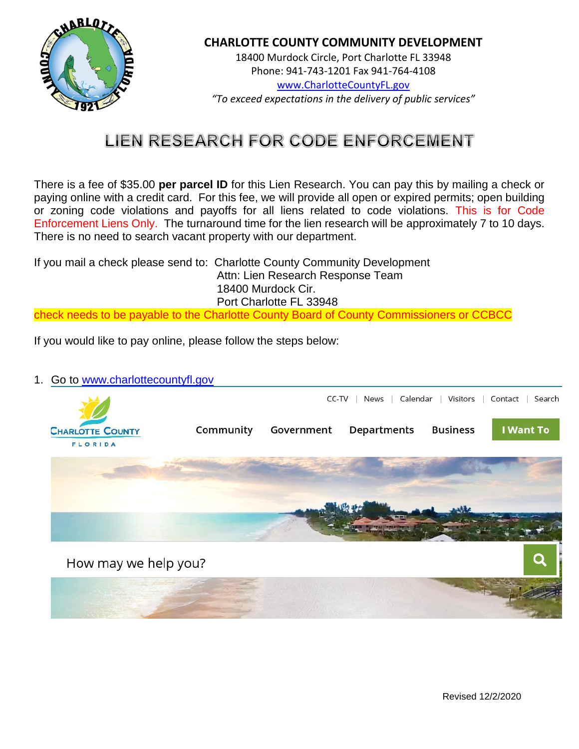**CHARLOTTE COUNTY COMMUNITY DEVELOPMENT**

18400 Murdock Circle, Port Charlotte FL 33948

Phone: 941-743-1201 Fax 941-764-4108

www.CharlotteCountyFL.gov

*"To exceed expectations in the delivery of public services"*

# LIEN RESEARCH FOR CODE ENFORCEMENT

There is a fee of $35.00 **per parcel ID** for this Lien Research. You can pay this by mailing a check or paying online with a credit card. For this fee, we will provide all open or expired permits; open building or zoning code violations and payoffs for all liens related to code violations. This is for Code Enforcement Liens Only. The turnaround time for the lien research will be approximately 7 to 10 days. There is no need to search vacant property with our department.

If you mail a check please send to: Charlotte County Community Development
Attn: Lien Research Response Team
18400 Murdock Cir.
Port Charlotte FL 33948

check needs to be payable to the Charlotte County Board of County Commissioners or CCBCC

If you would like to pay online, please follow the steps below:

1. Go to www.charlottecountyfl.gov

CC-TV | News | Calendar | Visitors | Contact | Search

Charlotte County Florida

Community Government Departments Business **I Want To**

How may we help you?

Revised 12/2/2020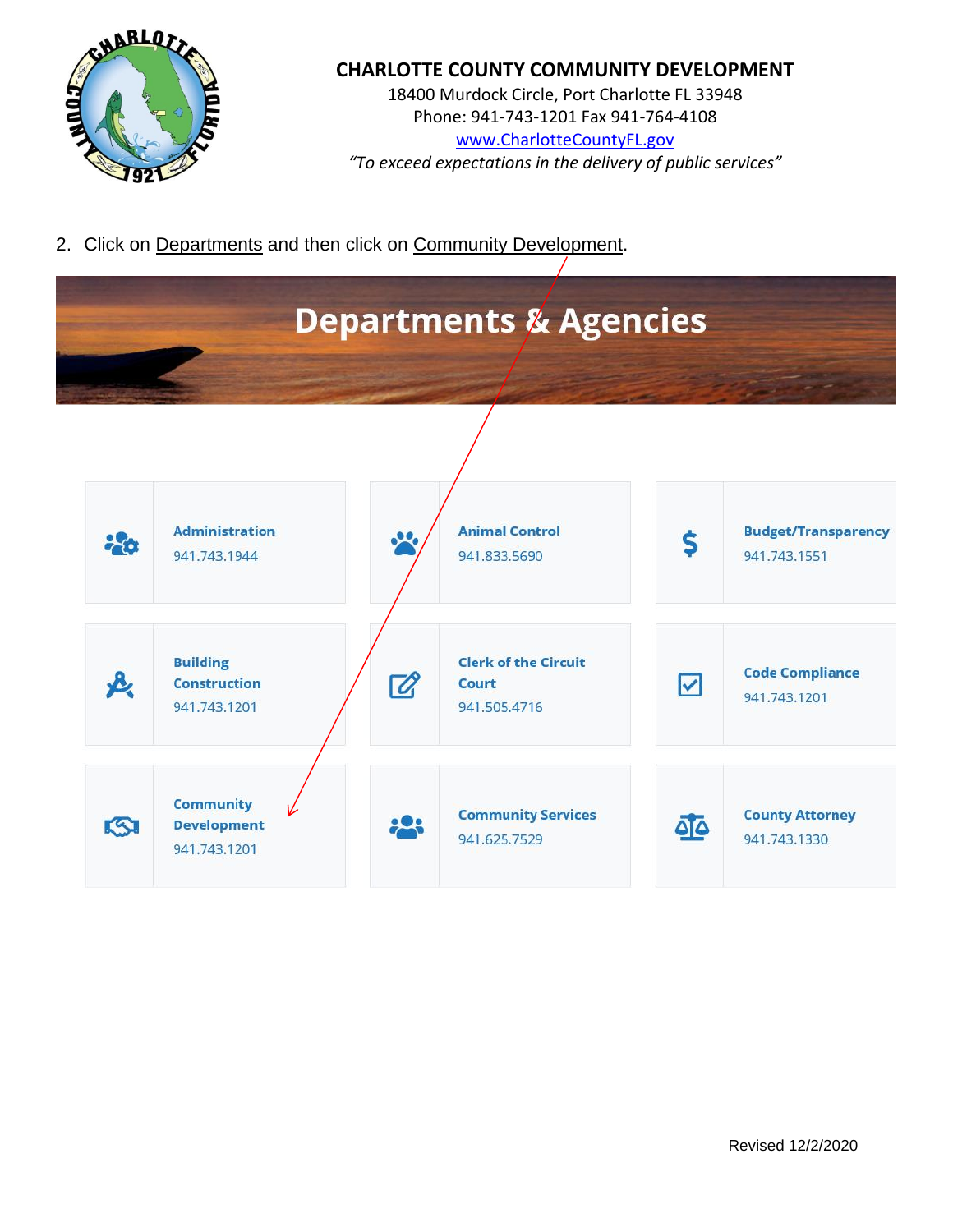**CHARLOTTE COUNTY COMMUNITY DEVELOPMENT**
18400 Murdock Circle, Port Charlotte FL 33948
Phone: 941-743-1201 Fax 941-764-4108
www.CharlotteCountyFL.gov
*"To exceed expectations in the delivery of public services"*

2. Click on Departments and then click on Community Development.

# Departments & Agencies

| | | |
|---|---|---|
| **Administration** 941.743.1944 | **Animal Control** 941.833.5690 | **Budget/Transparency** 941.743.1551 |
| **Building Construction** 941.743.1201 | **Clerk of the Circuit Court** 941.505.4716 | **Code Compliance** 941.743.1201 |
| **Community Development** 941.743.1201 | **Community Services** 941.625.7529 | **County Attorney** 941.743.1330 |

Revised 12/2/2020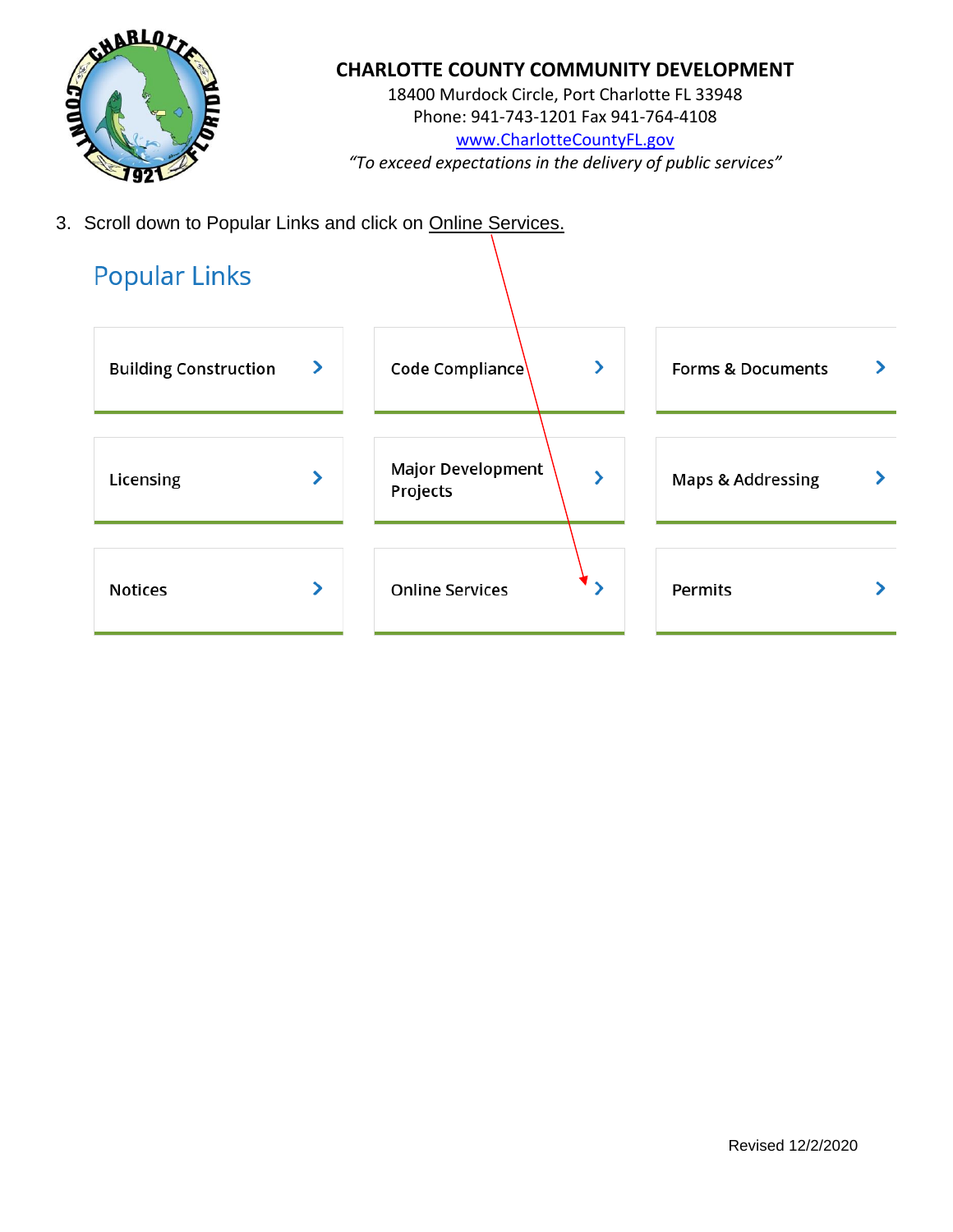**CHARLOTTE COUNTY COMMUNITY DEVELOPMENT**
18400 Murdock Circle, Port Charlotte FL 33948
Phone: 941-743-1201 Fax 941-764-4108
www.CharlotteCountyFL.gov
*"To exceed expectations in the delivery of public services"*

3. Scroll down to Popular Links and click on Online Services.

## Popular Links

| | | |
|---|---|---|
| **Building Construction** | **Code Compliance** | **Forms & Documents** |
| **Licensing** | **Major Development Projects** | **Maps & Addressing** |
| **Notices** | **Online Services** | **Permits** |

Revised 12/2/2020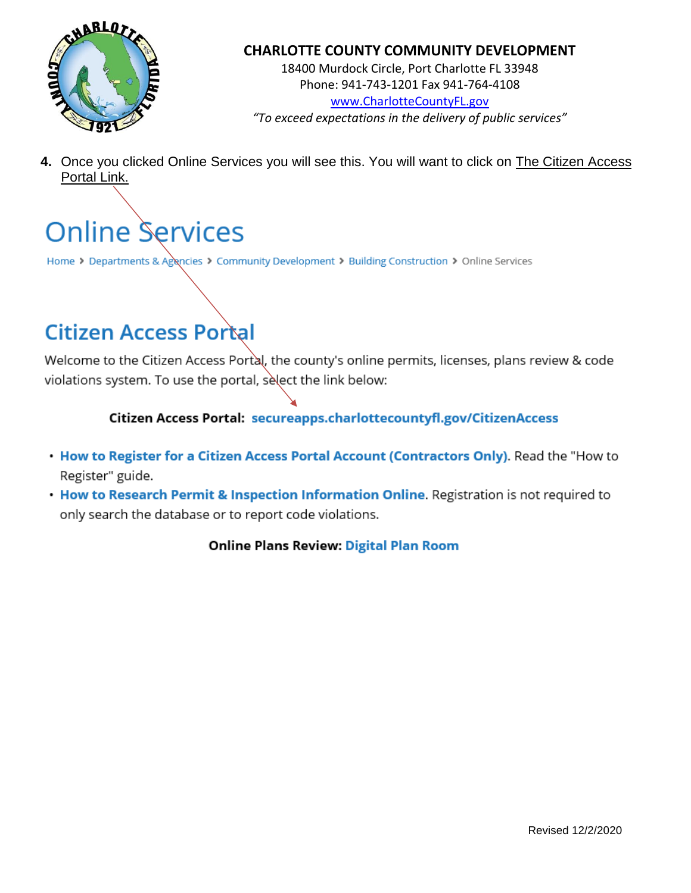**CHARLOTTE COUNTY COMMUNITY DEVELOPMENT**
18400 Murdock Circle, Port Charlotte FL 33948
Phone: 941-743-1201 Fax 941-764-4108
www.CharlotteCountyFL.gov
*"To exceed expectations in the delivery of public services"*

4. Once you clicked Online Services you will see this. You will want to click on The Citizen Access Portal Link.

# Online Services

Home > Departments & Agencies > Community Development > Building Construction > Online Services

## Citizen Access Portal

Welcome to the Citizen Access Portal, the county's online permits, licenses, plans review & code violations system. To use the portal, select the link below:

**Citizen Access Portal: secureapps.charlottecountyfl.gov/CitizenAccess**

- **How to Register for a Citizen Access Portal Account (Contractors Only)**. Read the "How to Register" guide.
- **How to Research Permit & Inspection Information Online**. Registration is not required to only search the database or to report code violations.

**Online Plans Review: Digital Plan Room**

Revised 12/2/2020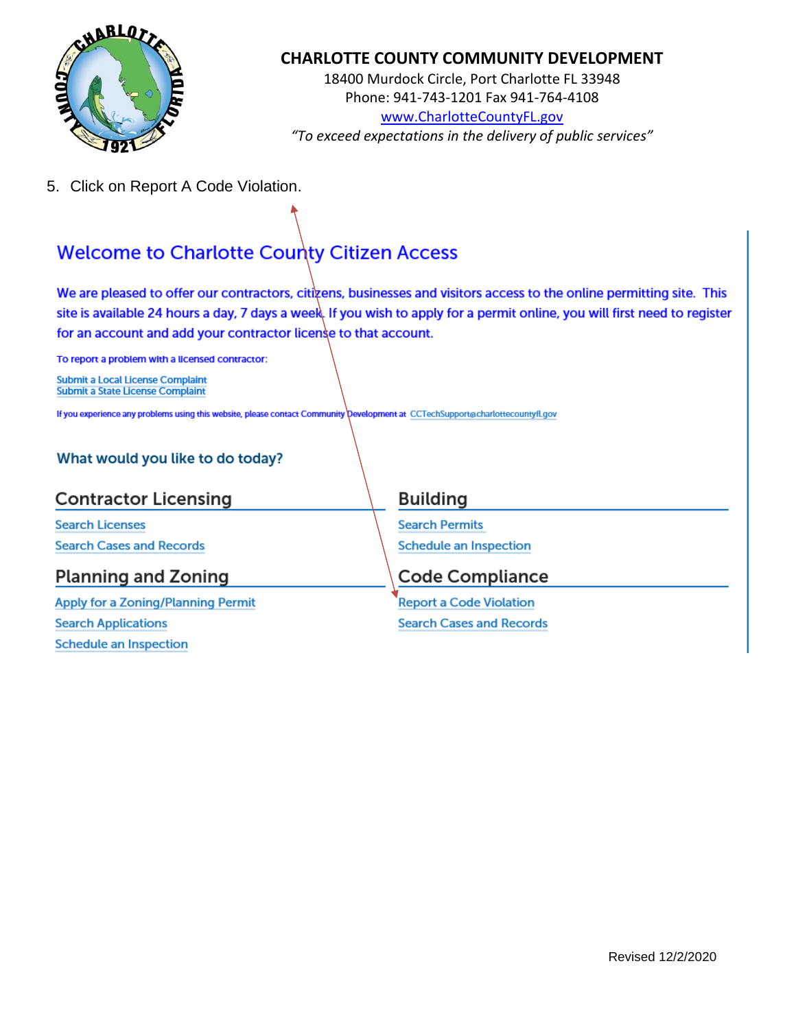**CHARLOTTE COUNTY COMMUNITY DEVELOPMENT**
18400 Murdock Circle, Port Charlotte FL 33948
Phone: 941-743-1201 Fax 941-764-4108
www.CharlotteCountyFL.gov
*"To exceed expectations in the delivery of public services"*

5. Click on Report A Code Violation.

## Welcome to Charlotte County Citizen Access

We are pleased to offer our contractors, citizens, businesses and visitors access to the online permitting site. This site is available 24 hours a day, 7 days a week. If you wish to apply for a permit online, you will first need to register for an account and add your contractor license to that account.

To report a problem with a licensed contractor:

Submit a Local License Complaint
Submit a State License Complaint

If you experience any problems using this website, please contact Community Development at CCTechSupport@charlottecountyfl.gov

### What would you like to do today?

#### Contractor Licensing

Search Licenses
Search Cases and Records

#### Building

Search Permits
Schedule an Inspection

#### Planning and Zoning

Apply for a Zoning/Planning Permit
Search Applications
Schedule an Inspection

#### Code Compliance

Report a Code Violation
Search Cases and Records

Revised 12/2/2020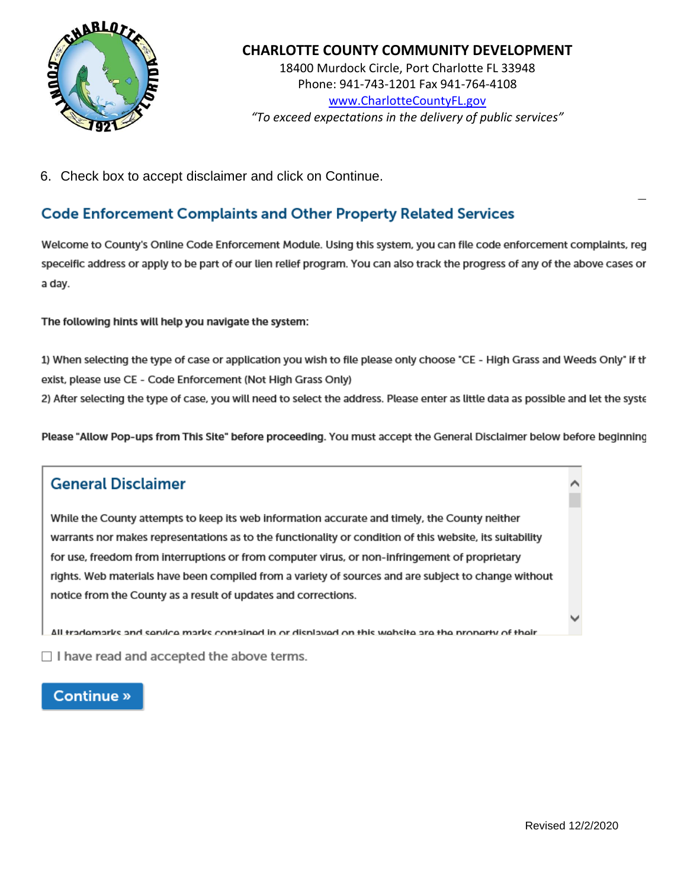**CHARLOTTE COUNTY COMMUNITY DEVELOPMENT**
18400 Murdock Circle, Port Charlotte FL 33948
Phone: 941-743-1201 Fax 941-764-4108
www.CharlotteCountyFL.gov
*"To exceed expectations in the delivery of public services"*

6. Check box to accept disclaimer and click on Continue.

## Code Enforcement Complaints and Other Property Related Services

Welcome to County's Online Code Enforcement Module. Using this system, you can file code enforcement complaints, reg speceific address or apply to be part of our lien relief program. You can also track the progress of any of the above cases or a day.

**The following hints will help you navigate the system:**

1) When selecting the type of case or application you wish to file please only choose "CE - High Grass and Weeds Only" if th exist, please use CE - Code Enforcement (Not High Grass Only)
2) After selecting the type of case, you will need to select the address. Please enter as little data as possible and let the syste

**Please "Allow Pop-ups from This Site" before proceeding.** You must accept the General Disclaimer below before beginning

### General Disclaimer

While the County attempts to keep its web information accurate and timely, the County neither warrants nor makes representations as to the functionality or condition of this website, its suitability for use, freedom from interruptions or from computer virus, or non-infringement of proprietary rights. Web materials have been compiled from a variety of sources and are subject to change without notice from the County as a result of updates and corrections.

All trademarks and service marks contained in or displayed on this website are the property of their

☐ I have read and accepted the above terms.

**Continue »**

Revised 12/2/2020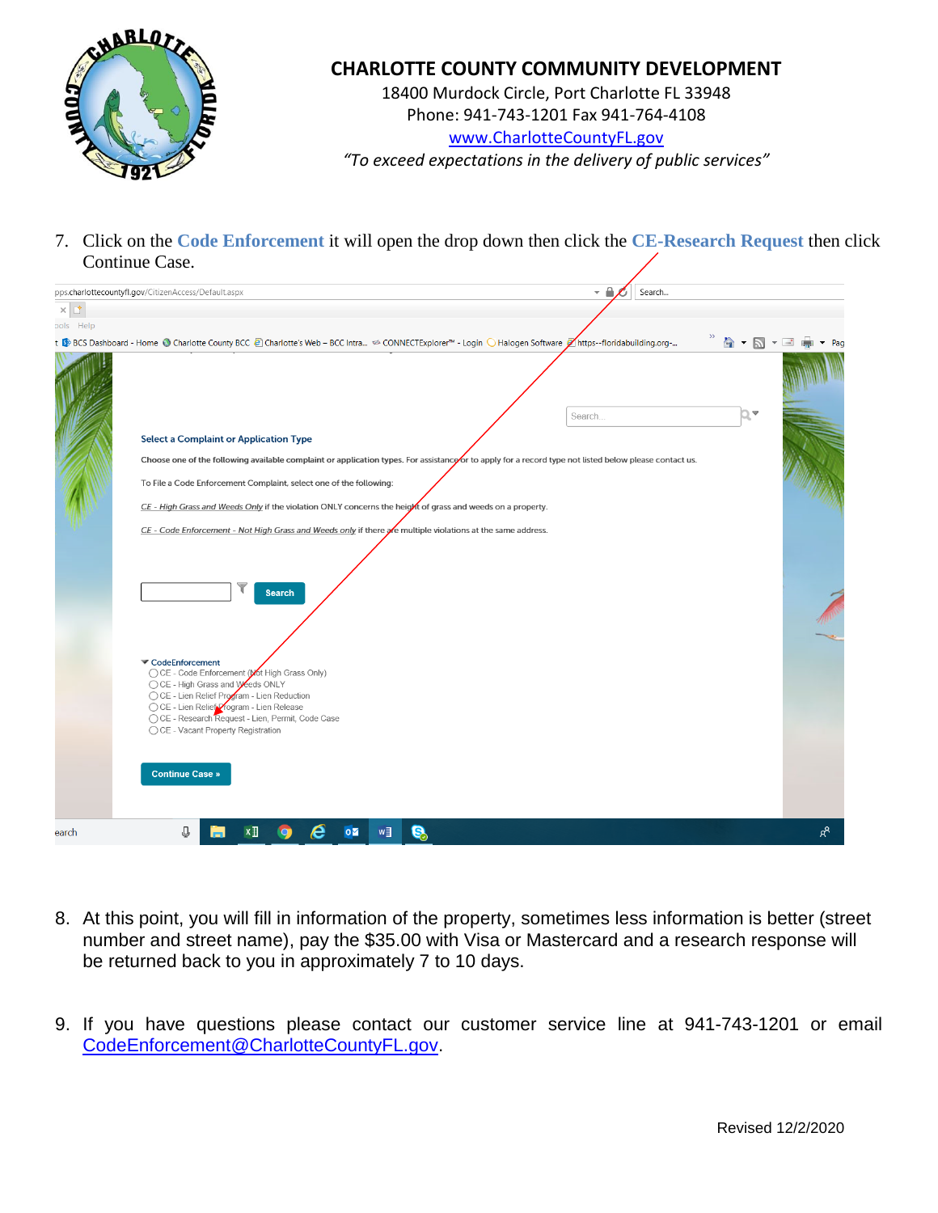7. Click on the **Code Enforcement** it will open the drop down then click the **CE-Research Request** then click Continue Case.

8. At this point, you will fill in information of the property, sometimes less information is better (street number and street name), pay the $35.00 with Visa or Mastercard and a research response will be returned back to you in approximately 7 to 10 days.

9. If you have questions please contact our customer service line at 941-743-1201 or email CodeEnforcement@CharlotteCountyFL.gov.